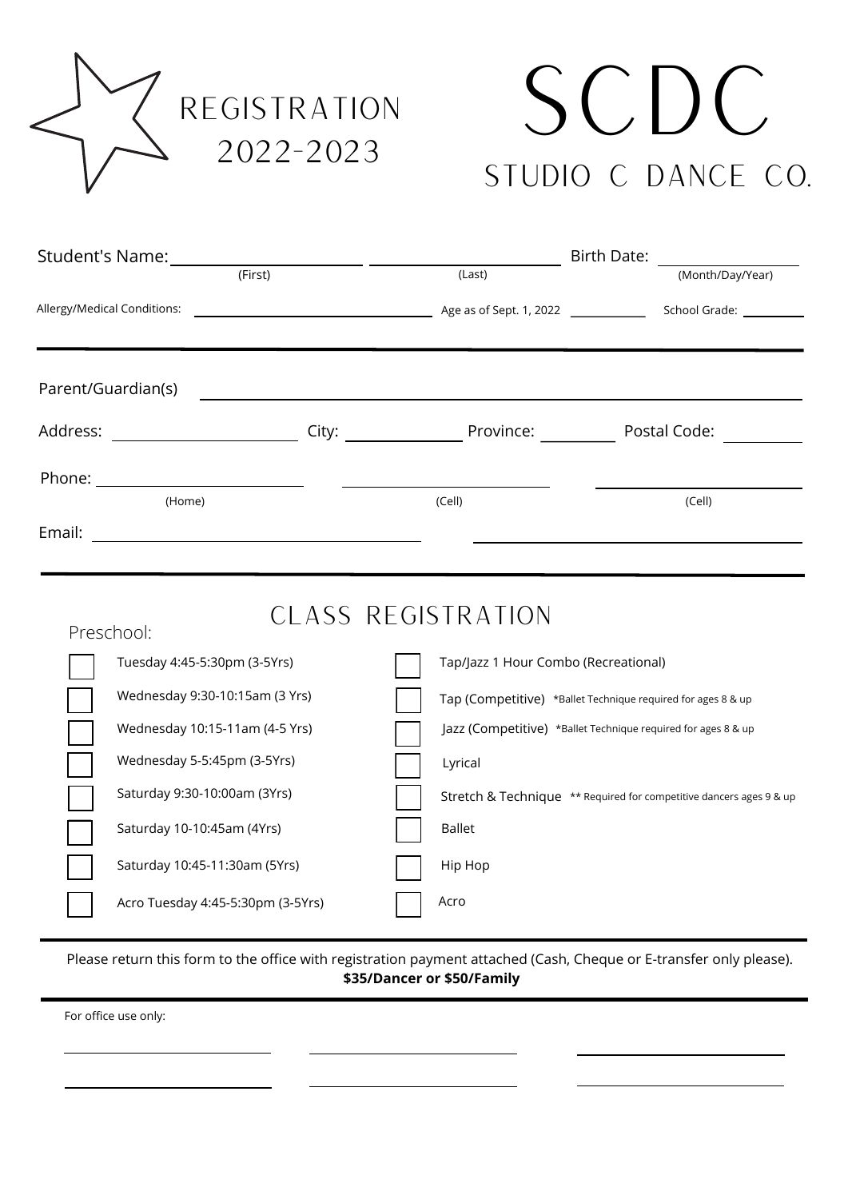# REGISTRATION 2022-2023

# SCDC
## STUDIO C DANCE CO.

Student's Name: ______________________ ______________________ Birth Date: ______________
(First) (Last) (Month/Day/Year)

Allergy/Medical Conditions: ______________________ Age as of Sept. 1, 2022 __________ School Grade: __________

---

Parent/Guardian(s) ______________________________________________

Address: ______________________ City: ______________ Province: __________ Postal Code: __________

Phone: ______________________ ______________________ ______________________
(Home) (Cell) (Cell)

Email: ______________________________ ______________________________

---

## CLASS REGISTRATION

Preschool:

- ☐ Tuesday 4:45-5:30pm (3-5Yrs)
- ☐ Wednesday 9:30-10:15am (3 Yrs)
- ☐ Wednesday 10:15-11am (4-5 Yrs)
- ☐ Wednesday 5-5:45pm (3-5Yrs)
- ☐ Saturday 9:30-10:00am (3Yrs)
- ☐ Saturday 10-10:45am (4Yrs)
- ☐ Saturday 10:45-11:30am (5Yrs)
- ☐ Acro Tuesday 4:45-5:30pm (3-5Yrs)

- ☐ Tap/Jazz 1 Hour Combo (Recreational)
- ☐ Tap (Competitive) *Ballet Technique required for ages 8 & up
- ☐ Jazz (Competitive) *Ballet Technique required for ages 8 & up
- ☐ Lyrical
- ☐ Stretch & Technique ** Required for competitive dancers ages 9 & up
- ☐ Ballet
- ☐ Hip Hop
- ☐ Acro

---

Please return this form to the office with registration payment attached (Cash, Cheque or E-transfer only please).
**$35/Dancer or $50/Family**

---

For office use only:

______________________ ______________________ ______________________

______________________ ______________________ ______________________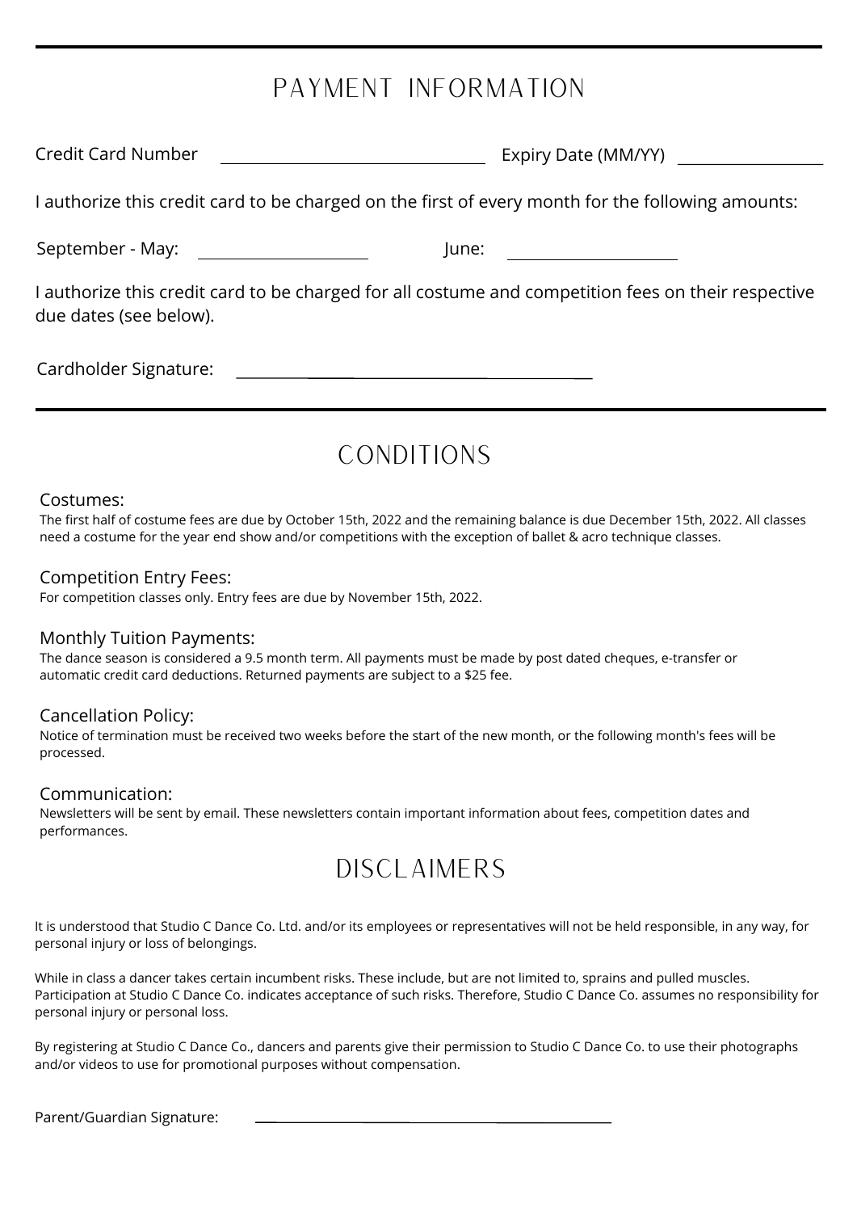## PAYMENT INFORMATION

Credit Card Number \_\_\_\_\_\_\_\_\_\_\_\_\_\_\_\_\_\_\_\_\_\_\_\_ Expiry Date (MM/YY) \_\_\_\_\_\_\_\_\_\_\_\_\_\_

I authorize this credit card to be charged on the first of every month for the following amounts:

September - May: \_\_\_\_\_\_\_\_\_\_\_\_\_\_\_\_ June: \_\_\_\_\_\_\_\_\_\_\_\_\_\_\_\_

I authorize this credit card to be charged for all costume and competition fees on their respective due dates (see below).

Cardholder Signature: \_\_\_\_\_\_\_\_\_\_\_\_\_\_\_\_\_\_\_\_\_\_\_\_\_\_\_\_\_\_\_\_\_\_

## CONDITIONS

### Costumes:

The first half of costume fees are due by October 15th, 2022 and the remaining balance is due December 15th, 2022. All classes need a costume for the year end show and/or competitions with the exception of ballet & acro technique classes.

### Competition Entry Fees:

For competition classes only. Entry fees are due by November 15th, 2022.

### Monthly Tuition Payments:

The dance season is considered a 9.5 month term. All payments must be made by post dated cheques, e-transfer or automatic credit card deductions. Returned payments are subject to a $25 fee.

### Cancellation Policy:

Notice of termination must be received two weeks before the start of the new month, or the following month's fees will be processed.

### Communication:

Newsletters will be sent by email. These newsletters contain important information about fees, competition dates and performances.

## DISCLAIMERS

It is understood that Studio C Dance Co. Ltd. and/or its employees or representatives will not be held responsible, in any way, for personal injury or loss of belongings.

While in class a dancer takes certain incumbent risks. These include, but are not limited to, sprains and pulled muscles. Participation at Studio C Dance Co. indicates acceptance of such risks. Therefore, Studio C Dance Co. assumes no responsibility for personal injury or personal loss.

By registering at Studio C Dance Co., dancers and parents give their permission to Studio C Dance Co. to use their photographs and/or videos to use for promotional purposes without compensation.

Parent/Guardian Signature: \_\_\_\_\_\_\_\_\_\_\_\_\_\_\_\_\_\_\_\_\_\_\_\_\_\_\_\_\_\_\_\_\_\_